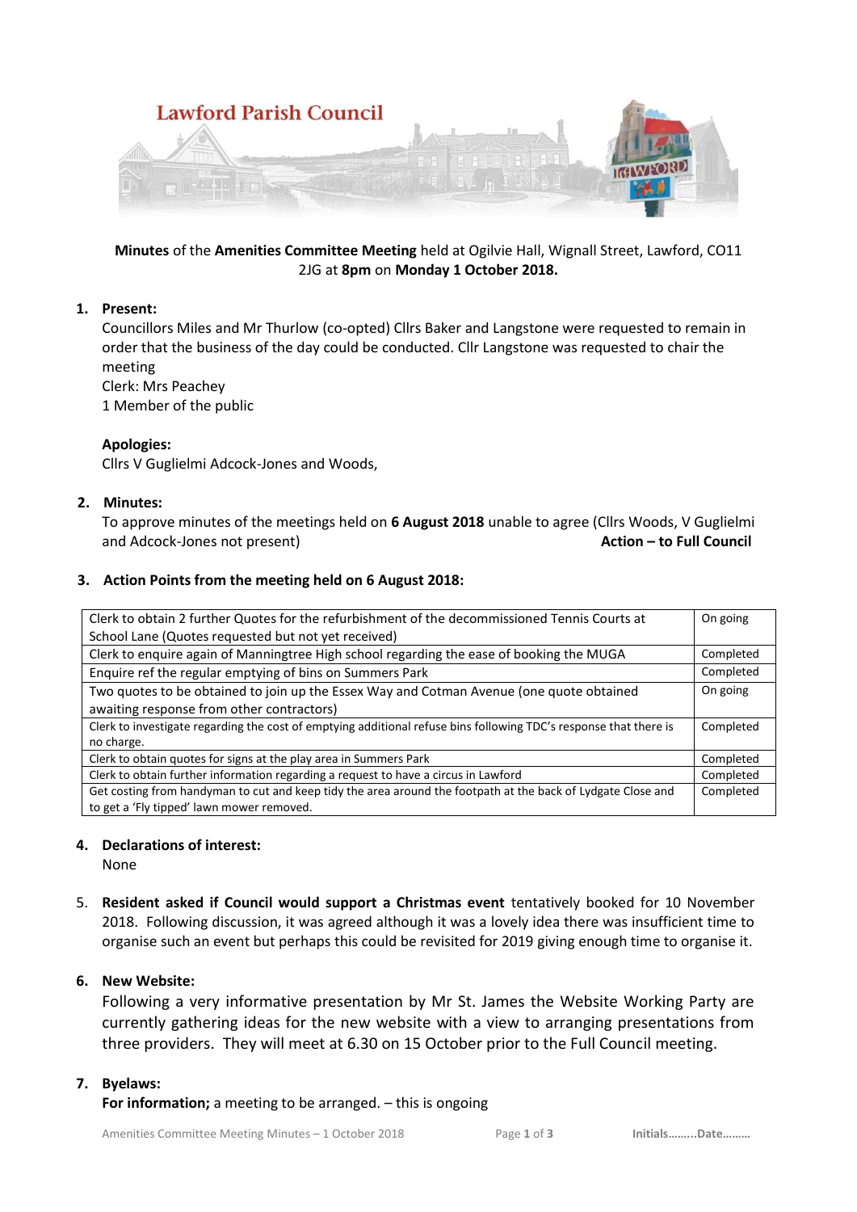# Lawford Parish Council

**Minutes** of the **Amenities Committee Meeting** held at Ogilvie Hall, Wignall Street, Lawford, CO11 2JG at **8pm** on **Monday 1 October 2018.**

1. **Present:**
   Councillors Miles and Mr Thurlow (co-opted) Cllrs Baker and Langstone were requested to remain in order that the business of the day could be conducted. Cllr Langstone was requested to chair the meeting
   Clerk: Mrs Peachey
   1 Member of the public

   **Apologies:**
   Cllrs V Guglielmi Adcock-Jones and Woods,

2. **Minutes:**
   To approve minutes of the meetings held on **6 August 2018** unable to agree (Cllrs Woods, V Guglielmi and Adcock-Jones not present) **Action – to Full Council**

3. **Action Points from the meeting held on 6 August 2018:**

| | |
|---|---|
| Clerk to obtain 2 further Quotes for the refurbishment of the decommissioned Tennis Courts at School Lane (Quotes requested but not yet received) | On going |
| Clerk to enquire again of Manningtree High school regarding the ease of booking the MUGA | Completed |
| Enquire ref the regular emptying of bins on Summers Park | Completed |
| Two quotes to be obtained to join up the Essex Way and Cotman Avenue (one quote obtained awaiting response from other contractors) | On going |
| Clerk to investigate regarding the cost of emptying additional refuse bins following TDC's response that there is no charge. | Completed |
| Clerk to obtain quotes for signs at the play area in Summers Park | Completed |
| Clerk to obtain further information regarding a request to have a circus in Lawford | Completed |
| Get costing from handyman to cut and keep tidy the area around the footpath at the back of Lydgate Close and to get a 'Fly tipped' lawn mower removed. | Completed |

4. **Declarations of interest:**
   None

5. **Resident asked if Council would support a Christmas event** tentatively booked for 10 November 2018. Following discussion, it was agreed although it was a lovely idea there was insufficient time to organise such an event but perhaps this could be revisited for 2019 giving enough time to organise it.

6. **New Website:**
   Following a very informative presentation by Mr St. James the Website Working Party are currently gathering ideas for the new website with a view to arranging presentations from three providers. They will meet at 6.30 on 15 October prior to the Full Council meeting.

7. **Byelaws:**
   **For information;** a meeting to be arranged. – this is ongoing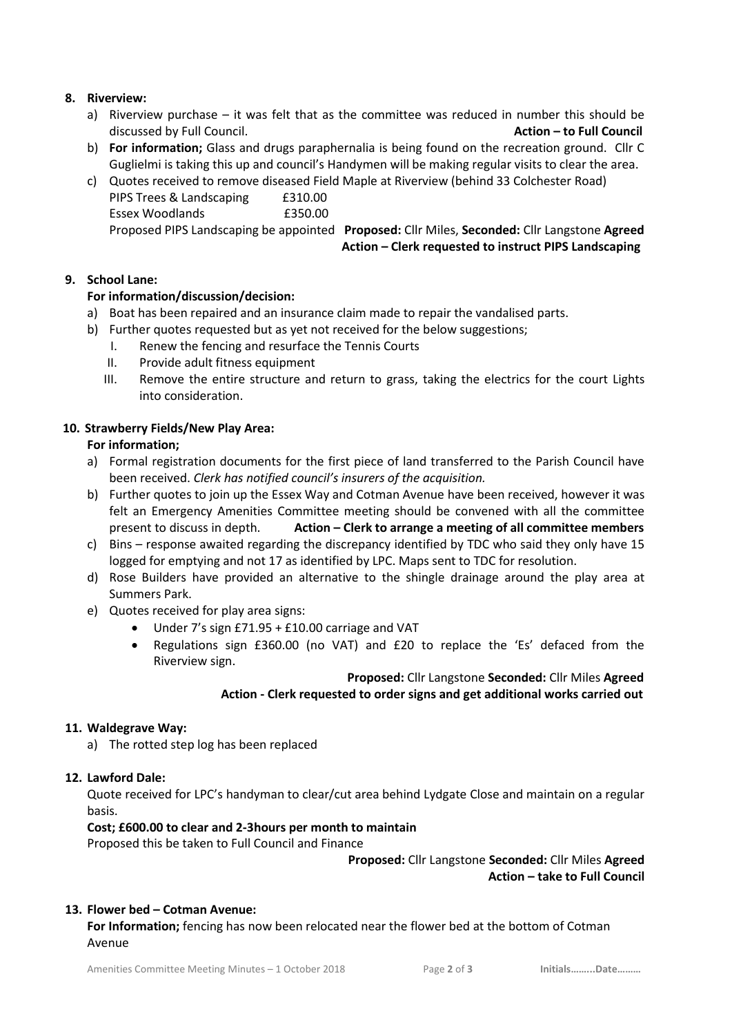**8. Riverview:**

a) Riverview purchase – it was felt that as the committee was reduced in number this should be discussed by Full Council. **Action – to Full Council**

b) **For information;** Glass and drugs paraphernalia is being found on the recreation ground. Cllr C Guglielmi is taking this up and council's Handymen will be making regular visits to clear the area.

c) Quotes received to remove diseased Field Maple at Riverview (behind 33 Colchester Road)

PIPS Trees & Landscaping £310.00
Essex Woodlands £350.00

Proposed PIPS Landscaping be appointed **Proposed:** Cllr Miles, **Seconded:** Cllr Langstone **Agreed**
**Action – Clerk requested to instruct PIPS Landscaping**

**9. School Lane:**

**For information/discussion/decision:**

a) Boat has been repaired and an insurance claim made to repair the vandalised parts.

b) Further quotes requested but as yet not received for the below suggestions;

I. Renew the fencing and resurface the Tennis Courts
II. Provide adult fitness equipment
III. Remove the entire structure and return to grass, taking the electrics for the court Lights into consideration.

**10. Strawberry Fields/New Play Area:**

**For information;**

a) Formal registration documents for the first piece of land transferred to the Parish Council have been received. *Clerk has notified council's insurers of the acquisition.*

b) Further quotes to join up the Essex Way and Cotman Avenue have been received, however it was felt an Emergency Amenities Committee meeting should be convened with all the committee present to discuss in depth. **Action – Clerk to arrange a meeting of all committee members**

c) Bins – response awaited regarding the discrepancy identified by TDC who said they only have 15 logged for emptying and not 17 as identified by LPC. Maps sent to TDC for resolution.

d) Rose Builders have provided an alternative to the shingle drainage around the play area at Summers Park.

e) Quotes received for play area signs:

- Under 7's sign £71.95 + £10.00 carriage and VAT
- Regulations sign £360.00 (no VAT) and £20 to replace the 'Es' defaced from the Riverview sign.

**Proposed:** Cllr Langstone **Seconded:** Cllr Miles **Agreed**
**Action - Clerk requested to order signs and get additional works carried out**

**11. Waldegrave Way:**

a) The rotted step log has been replaced

**12. Lawford Dale:**

Quote received for LPC's handyman to clear/cut area behind Lydgate Close and maintain on a regular basis.

**Cost; £600.00 to clear and 2-3hours per month to maintain**

Proposed this be taken to Full Council and Finance

**Proposed:** Cllr Langstone **Seconded:** Cllr Miles **Agreed**
**Action – take to Full Council**

**13. Flower bed – Cotman Avenue:**

**For Information;** fencing has now been relocated near the flower bed at the bottom of Cotman Avenue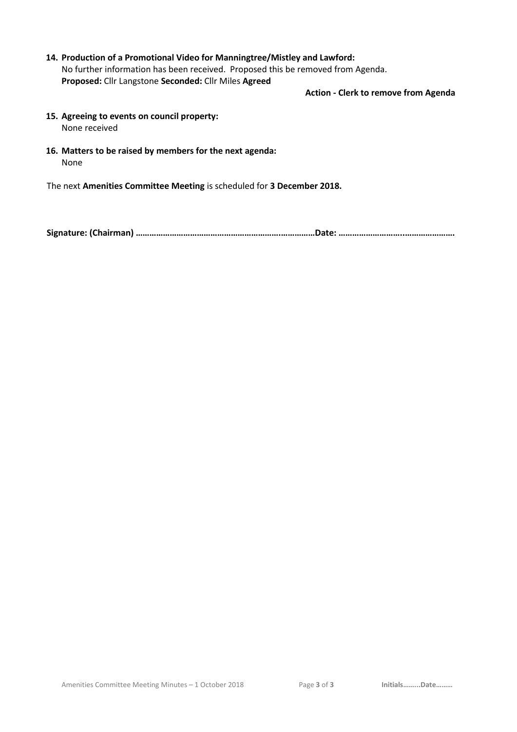14. **Production of a Promotional Video for Manningtree/Mistley and Lawford:**
    No further information has been received. Proposed this be removed from Agenda.
    **Proposed:** Cllr Langstone **Seconded:** Cllr Miles **Agreed**

    **Action - Clerk to remove from Agenda**

15. **Agreeing to events on council property:**
    None received

16. **Matters to be raised by members for the next agenda:**
    None

The next **Amenities Committee Meeting** is scheduled for **3 December 2018.**

**Signature: (Chairman) ……………………………………………………………………Date: ……………………………………………**